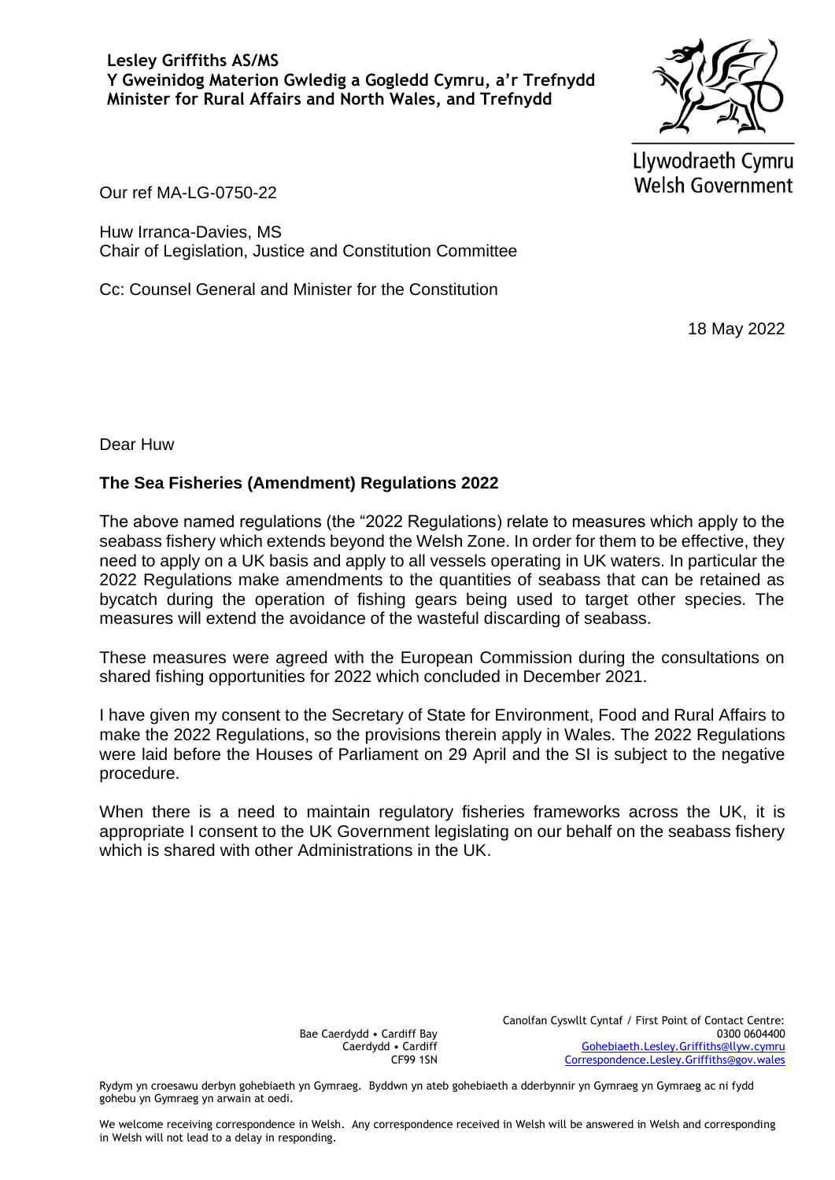**Lesley Griffiths AS/MS**
**Y Gweinidog Materion Gwledig a Gogledd Cymru, a'r Trefnydd**
**Minister for Rural Affairs and North Wales, and Trefnydd**

Llywodraeth Cymru
Welsh Government

Our ref MA-LG-0750-22

Huw Irranca-Davies, MS
Chair of Legislation, Justice and Constitution Committee

Cc: Counsel General and Minister for the Constitution

18 May 2022

Dear Huw

**The Sea Fisheries (Amendment) Regulations 2022**

The above named regulations (the "2022 Regulations) relate to measures which apply to the seabass fishery which extends beyond the Welsh Zone. In order for them to be effective, they need to apply on a UK basis and apply to all vessels operating in UK waters. In particular the 2022 Regulations make amendments to the quantities of seabass that can be retained as bycatch during the operation of fishing gears being used to target other species. The measures will extend the avoidance of the wasteful discarding of seabass.

These measures were agreed with the European Commission during the consultations on shared fishing opportunities for 2022 which concluded in December 2021.

I have given my consent to the Secretary of State for Environment, Food and Rural Affairs to make the 2022 Regulations, so the provisions therein apply in Wales. The 2022 Regulations were laid before the Houses of Parliament on 29 April and the SI is subject to the negative procedure.

When there is a need to maintain regulatory fisheries frameworks across the UK, it is appropriate I consent to the UK Government legislating on our behalf on the seabass fishery which is shared with other Administrations in the UK.

Bae Caerdydd • Cardiff Bay
Caerdydd • Cardiff
CF99 1SN

Canolfan Cyswllt Cyntaf / First Point of Contact Centre:
0300 0604400
Gohebiaeth.Lesley.Griffiths@llyw.cymru
Correspondence.Lesley.Griffiths@gov.wales

Rydym yn croesawu derbyn gohebiaeth yn Gymraeg. Byddwn yn ateb gohebiaeth a dderbynnir yn Gymraeg yn Gymraeg ac ni fydd gohebu yn Gymraeg yn arwain at oedi.

We welcome receiving correspondence in Welsh. Any correspondence received in Welsh will be answered in Welsh and corresponding in Welsh will not lead to a delay in responding.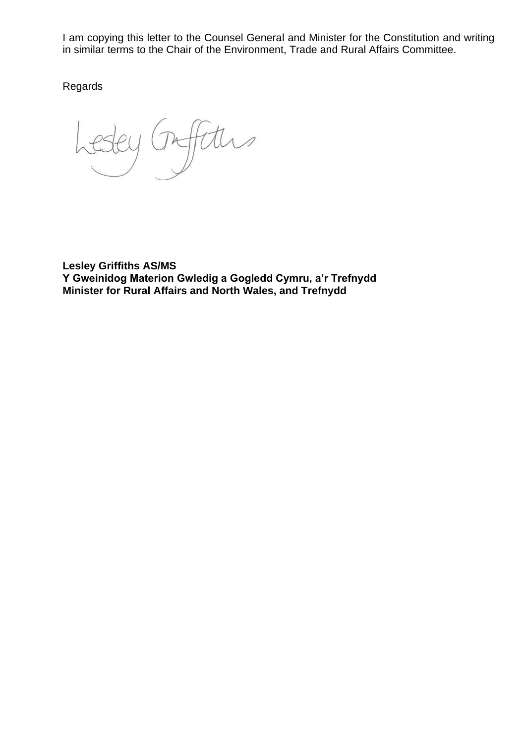I am copying this letter to the Counsel General and Minister for the Constitution and writing in similar terms to the Chair of the Environment, Trade and Rural Affairs Committee.

Regards

**Lesley Griffiths AS/MS**
**Y Gweinidog Materion Gwledig a Gogledd Cymru, a'r Trefnydd**
**Minister for Rural Affairs and North Wales, and Trefnydd**